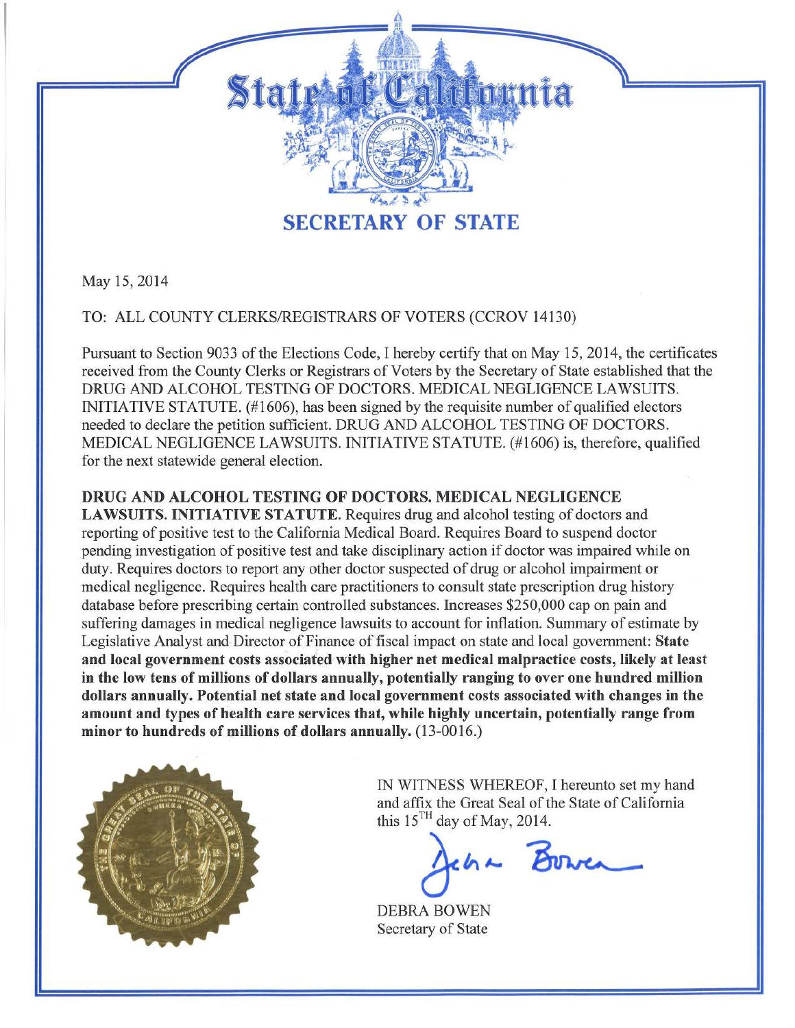# State of California

## SECRETARY OF STATE

May 15, 2014

TO: ALL COUNTY CLERKS/REGISTRARS OF VOTERS (CCROV 14130)

Pursuant to Section 9033 of the Elections Code, I hereby certify that on May 15, 2014, the certificates received from the County Clerks or Registrars of Voters by the Secretary of State established that the DRUG AND ALCOHOL TESTING OF DOCTORS. MEDICAL NEGLIGENCE LAWSUITS. INITIATIVE STATUTE. (#1606), has been signed by the requisite number of qualified electors needed to declare the petition sufficient. DRUG AND ALCOHOL TESTING OF DOCTORS. MEDICAL NEGLIGENCE LAWSUITS. INITIATIVE STATUTE. (#1606) is, therefore, qualified for the next statewide general election.

**DRUG AND ALCOHOL TESTING OF DOCTORS. MEDICAL NEGLIGENCE LAWSUITS. INITIATIVE STATUTE.** Requires drug and alcohol testing of doctors and reporting of positive test to the California Medical Board. Requires Board to suspend doctor pending investigation of positive test and take disciplinary action if doctor was impaired while on duty. Requires doctors to report any other doctor suspected of drug or alcohol impairment or medical negligence. Requires health care practitioners to consult state prescription drug history database before prescribing certain controlled substances. Increases $250,000 cap on pain and suffering damages in medical negligence lawsuits to account for inflation. Summary of estimate by Legislative Analyst and Director of Finance of fiscal impact on state and local government: **State and local government costs associated with higher net medical malpractice costs, likely at least in the low tens of millions of dollars annually, potentially ranging to over one hundred million dollars annually. Potential net state and local government costs associated with changes in the amount and types of health care services that, while highly uncertain, potentially range from minor to hundreds of millions of dollars annually.** (13-0016.)

IN WITNESS WHEREOF, I hereunto set my hand and affix the Great Seal of the State of California this 15[TH] day of May, 2014.

Debra Bowen

DEBRA BOWEN
Secretary of State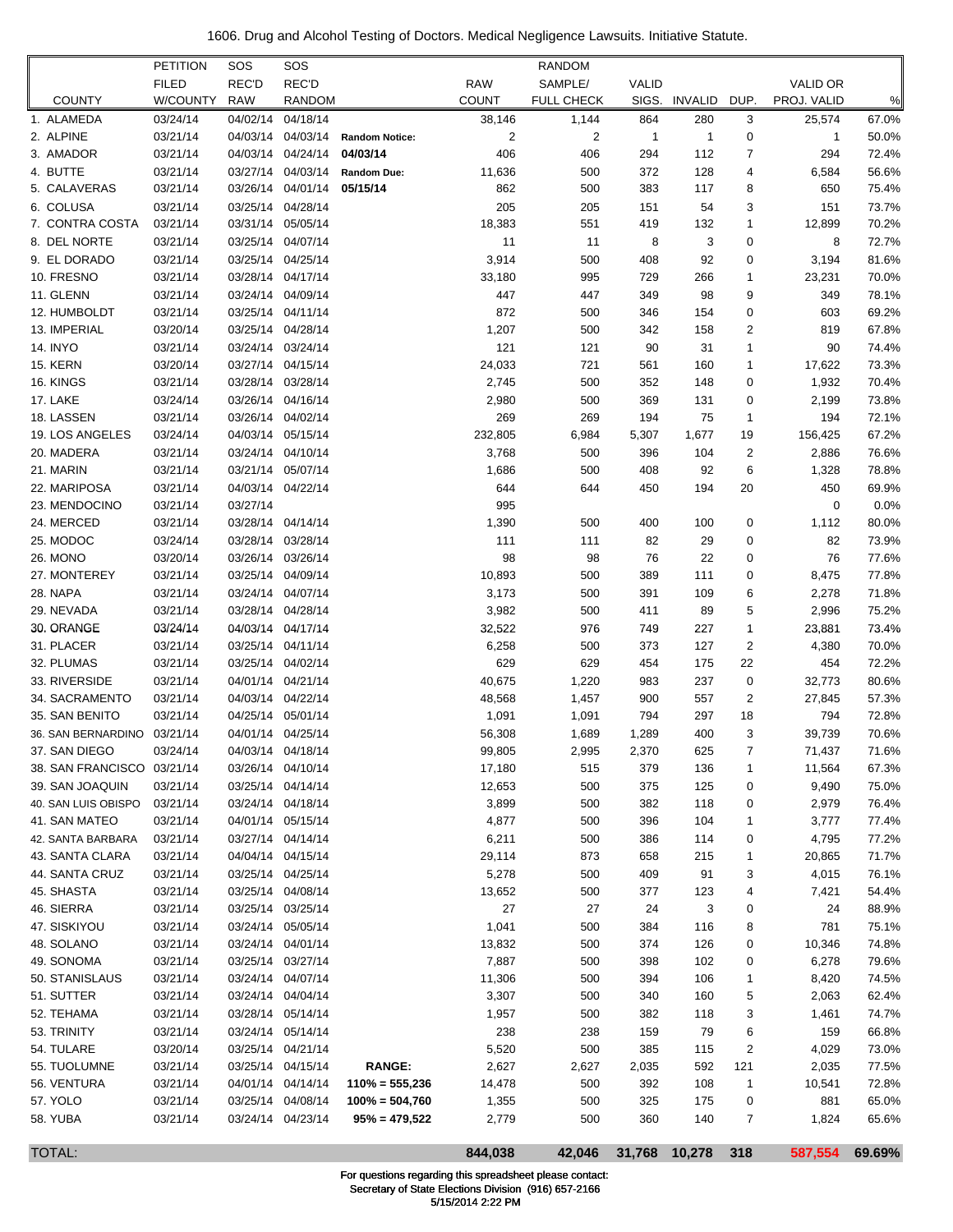1606. Drug and Alcohol Testing of Doctors. Medical Negligence Lawsuits. Initiative Statute.

| COUNTY | PETITION FILED W/COUNTY | SOS REC'D RAW | SOS REC'D RANDOM | | RAW COUNT | RANDOM SAMPLE/ FULL CHECK | VALID SIGS. | INVALID | DUP. | VALID OR PROJ. VALID | % |
|---|---|---|---|---|---|---|---|---|---|---|---|
| 1. ALAMEDA | 03/24/14 | 04/02/14 | 04/18/14 | | 38,146 | 1,144 | 864 | 280 | 3 | 25,574 | 67.0% |
| 2. ALPINE | 03/21/14 | 04/03/14 | 04/03/14 | **Random Notice:** | 2 | 2 | 1 | 1 | 0 | 1 | 50.0% |
| 3. AMADOR | 03/21/14 | 04/03/14 | 04/24/14 | **04/03/14** | 406 | 406 | 294 | 112 | 7 | 294 | 72.4% |
| 4. BUTTE | 03/21/14 | 03/27/14 | 04/03/14 | **Random Due:** | 11,636 | 500 | 372 | 128 | 4 | 6,584 | 56.6% |
| 5. CALAVERAS | 03/21/14 | 03/26/14 | 04/01/14 | **05/15/14** | 862 | 500 | 383 | 117 | 8 | 650 | 75.4% |
| 6. COLUSA | 03/21/14 | 03/25/14 | 04/28/14 | | 205 | 205 | 151 | 54 | 3 | 151 | 73.7% |
| 7. CONTRA COSTA | 03/21/14 | 03/31/14 | 05/05/14 | | 18,383 | 551 | 419 | 132 | 1 | 12,899 | 70.2% |
| 8. DEL NORTE | 03/21/14 | 03/25/14 | 04/07/14 | | 11 | 11 | 8 | 3 | 0 | 8 | 72.7% |
| 9. EL DORADO | 03/21/14 | 03/25/14 | 04/25/14 | | 3,914 | 500 | 408 | 92 | 0 | 3,194 | 81.6% |
| 10. FRESNO | 03/21/14 | 03/28/14 | 04/17/14 | | 33,180 | 995 | 729 | 266 | 1 | 23,231 | 70.0% |
| 11. GLENN | 03/21/14 | 03/24/14 | 04/09/14 | | 447 | 447 | 349 | 98 | 9 | 349 | 78.1% |
| 12. HUMBOLDT | 03/21/14 | 03/25/14 | 04/11/14 | | 872 | 500 | 346 | 154 | 0 | 603 | 69.2% |
| 13. IMPERIAL | 03/20/14 | 03/25/14 | 04/28/14 | | 1,207 | 500 | 342 | 158 | 2 | 819 | 67.8% |
| 14. INYO | 03/21/14 | 03/24/14 | 03/24/14 | | 121 | 121 | 90 | 31 | 1 | 90 | 74.4% |
| 15. KERN | 03/20/14 | 03/27/14 | 04/15/14 | | 24,033 | 721 | 561 | 160 | 1 | 17,622 | 73.3% |
| 16. KINGS | 03/21/14 | 03/28/14 | 03/28/14 | | 2,745 | 500 | 352 | 148 | 0 | 1,932 | 70.4% |
| 17. LAKE | 03/24/14 | 03/26/14 | 04/16/14 | | 2,980 | 500 | 369 | 131 | 0 | 2,199 | 73.8% |
| 18. LASSEN | 03/21/14 | 03/26/14 | 04/02/14 | | 269 | 269 | 194 | 75 | 1 | 194 | 72.1% |
| 19. LOS ANGELES | 03/24/14 | 04/03/14 | 05/15/14 | | 232,805 | 6,984 | 5,307 | 1,677 | 19 | 156,425 | 67.2% |
| 20. MADERA | 03/21/14 | 03/24/14 | 04/10/14 | | 3,768 | 500 | 396 | 104 | 2 | 2,886 | 76.6% |
| 21. MARIN | 03/21/14 | 03/21/14 | 05/07/14 | | 1,686 | 500 | 408 | 92 | 6 | 1,328 | 78.8% |
| 22. MARIPOSA | 03/21/14 | 04/03/14 | 04/22/14 | | 644 | 644 | 450 | 194 | 20 | 450 | 69.9% |
| 23. MENDOCINO | 03/21/14 | 03/27/14 | | | 995 | | | | | 0 | 0.0% |
| 24. MERCED | 03/21/14 | 03/28/14 | 04/14/14 | | 1,390 | 500 | 400 | 100 | 0 | 1,112 | 80.0% |
| 25. MODOC | 03/24/14 | 03/28/14 | 03/28/14 | | 111 | 111 | 82 | 29 | 0 | 82 | 73.9% |
| 26. MONO | 03/20/14 | 03/26/14 | 03/26/14 | | 98 | 98 | 76 | 22 | 0 | 76 | 77.6% |
| 27. MONTEREY | 03/21/14 | 03/25/14 | 04/09/14 | | 10,893 | 500 | 389 | 111 | 0 | 8,475 | 77.8% |
| 28. NAPA | 03/21/14 | 03/24/14 | 04/07/14 | | 3,173 | 500 | 391 | 109 | 6 | 2,278 | 71.8% |
| 29. NEVADA | 03/21/14 | 03/28/14 | 04/28/14 | | 3,982 | 500 | 411 | 89 | 5 | 2,996 | 75.2% |
| 30. ORANGE | 03/24/14 | 04/03/14 | 04/17/14 | | 32,522 | 976 | 749 | 227 | 1 | 23,881 | 73.4% |
| 31. PLACER | 03/21/14 | 03/25/14 | 04/11/14 | | 6,258 | 500 | 373 | 127 | 2 | 4,380 | 70.0% |
| 32. PLUMAS | 03/21/14 | 03/25/14 | 04/02/14 | | 629 | 629 | 454 | 175 | 22 | 454 | 72.2% |
| 33. RIVERSIDE | 03/21/14 | 04/01/14 | 04/21/14 | | 40,675 | 1,220 | 983 | 237 | 0 | 32,773 | 80.6% |
| 34. SACRAMENTO | 03/21/14 | 04/03/14 | 04/22/14 | | 48,568 | 1,457 | 900 | 557 | 2 | 27,845 | 57.3% |
| 35. SAN BENITO | 03/21/14 | 04/25/14 | 05/01/14 | | 1,091 | 1,091 | 794 | 297 | 18 | 794 | 72.8% |
| 36. SAN BERNARDINO | 03/21/14 | 04/01/14 | 04/25/14 | | 56,308 | 1,689 | 1,289 | 400 | 3 | 39,739 | 70.6% |
| 37. SAN DIEGO | 03/24/14 | 04/03/14 | 04/18/14 | | 99,805 | 2,995 | 2,370 | 625 | 7 | 71,437 | 71.6% |
| 38. SAN FRANCISCO | 03/21/14 | 03/26/14 | 04/10/14 | | 17,180 | 515 | 379 | 136 | 1 | 11,564 | 67.3% |
| 39. SAN JOAQUIN | 03/21/14 | 03/25/14 | 04/14/14 | | 12,653 | 500 | 375 | 125 | 0 | 9,490 | 75.0% |
| 40. SAN LUIS OBISPO | 03/21/14 | 03/24/14 | 04/18/14 | | 3,899 | 500 | 382 | 118 | 0 | 2,979 | 76.4% |
| 41. SAN MATEO | 03/21/14 | 04/01/14 | 05/15/14 | | 4,877 | 500 | 396 | 104 | 1 | 3,777 | 77.4% |
| 42. SANTA BARBARA | 03/21/14 | 03/27/14 | 04/14/14 | | 6,211 | 500 | 386 | 114 | 0 | 4,795 | 77.2% |
| 43. SANTA CLARA | 03/21/14 | 04/04/14 | 04/15/14 | | 29,114 | 873 | 658 | 215 | 1 | 20,865 | 71.7% |
| 44. SANTA CRUZ | 03/21/14 | 03/25/14 | 04/25/14 | | 5,278 | 500 | 409 | 91 | 3 | 4,015 | 76.1% |
| 45. SHASTA | 03/21/14 | 03/25/14 | 04/08/14 | | 13,652 | 500 | 377 | 123 | 4 | 7,421 | 54.4% |
| 46. SIERRA | 03/21/14 | 03/25/14 | 03/25/14 | | 27 | 27 | 24 | 3 | 0 | 24 | 88.9% |
| 47. SISKIYOU | 03/21/14 | 03/24/14 | 05/05/14 | | 1,041 | 500 | 384 | 116 | 8 | 781 | 75.1% |
| 48. SOLANO | 03/21/14 | 03/24/14 | 04/01/14 | | 13,832 | 500 | 374 | 126 | 0 | 10,346 | 74.8% |
| 49. SONOMA | 03/21/14 | 03/25/14 | 03/27/14 | | 7,887 | 500 | 398 | 102 | 0 | 6,278 | 79.6% |
| 50. STANISLAUS | 03/21/14 | 03/24/14 | 04/07/14 | | 11,306 | 500 | 394 | 106 | 1 | 8,420 | 74.5% |
| 51. SUTTER | 03/21/14 | 03/24/14 | 04/04/14 | | 3,307 | 500 | 340 | 160 | 5 | 2,063 | 62.4% |
| 52. TEHAMA | 03/21/14 | 03/28/14 | 05/14/14 | | 1,957 | 500 | 382 | 118 | 3 | 1,461 | 74.7% |
| 53. TRINITY | 03/21/14 | 03/24/14 | 05/14/14 | | 238 | 238 | 159 | 79 | 6 | 159 | 66.8% |
| 54. TULARE | 03/20/14 | 03/25/14 | 04/21/14 | | 5,520 | 500 | 385 | 115 | 2 | 4,029 | 73.0% |
| 55. TUOLUMNE | 03/21/14 | 03/25/14 | 04/15/14 | **RANGE:** | 2,627 | 2,627 | 2,035 | 592 | 121 | 2,035 | 77.5% |
| 56. VENTURA | 03/21/14 | 04/01/14 | 04/14/14 | **110% = 555,236** | 14,478 | 500 | 392 | 108 | 1 | 10,541 | 72.8% |
| 57. YOLO | 03/21/14 | 03/25/14 | 04/08/14 | **100% = 504,760** | 1,355 | 500 | 325 | 175 | 0 | 881 | 65.0% |
| 58. YUBA | 03/21/14 | 03/24/14 | 04/23/14 | **95% = 479,522** | 2,779 | 500 | 360 | 140 | 7 | 1,824 | 65.6% |
| TOTAL: | | | | | **844,038** | **42,046** | **31,768** | **10,278** | **318** | **587,554** | **69.69%** |

For questions regarding this spreadsheet please contact:
Secretary of State Elections Division (916) 657-2166
5/15/2014 2:22 PM